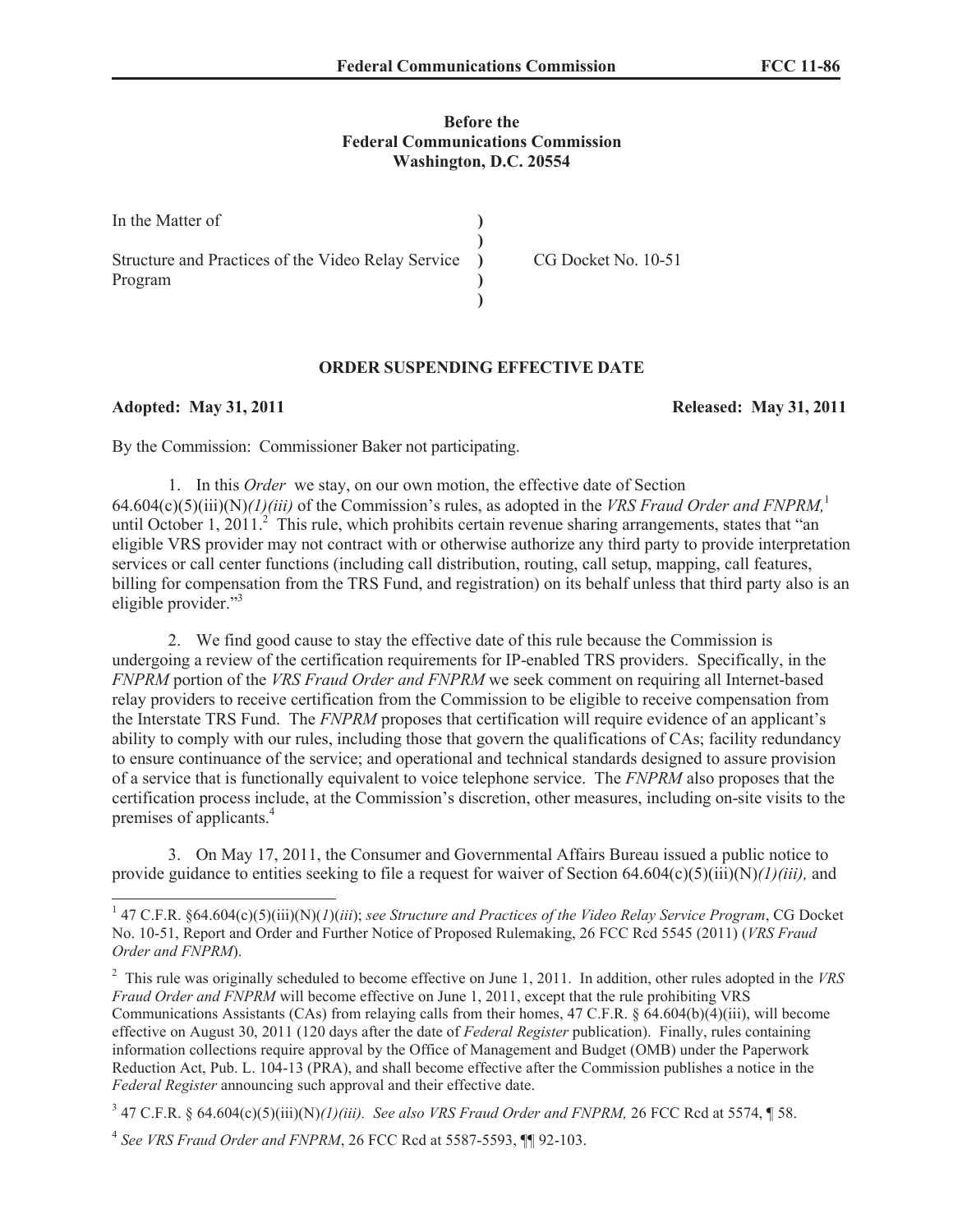**Before the**
**Federal Communications Commission**
**Washington, D.C. 20554**

| | | |
|---|---|---|
| In the Matter of | ) | |
| | ) | |
| Structure and Practices of the Video Relay Service Program | ) | CG Docket No. 10-51 |
| | ) | |
| | ) | |

**ORDER SUSPENDING EFFECTIVE DATE**

**Adopted: May 31, 2011** **Released: May 31, 2011**

By the Commission: Commissioner Baker not participating.

1. In this *Order* we stay, on our own motion, the effective date of Section 64.604(c)(5)(iii)(N)*(1)(iii)* of the Commission's rules, as adopted in the *VRS Fraud Order and FNPRM,*[1] until October 1, 2011.[2] This rule, which prohibits certain revenue sharing arrangements, states that "an eligible VRS provider may not contract with or otherwise authorize any third party to provide interpretation services or call center functions (including call distribution, routing, call setup, mapping, call features, billing for compensation from the TRS Fund, and registration) on its behalf unless that third party also is an eligible provider."[3]

2. We find good cause to stay the effective date of this rule because the Commission is undergoing a review of the certification requirements for IP-enabled TRS providers. Specifically, in the *FNPRM* portion of the *VRS Fraud Order and FNPRM* we seek comment on requiring all Internet-based relay providers to receive certification from the Commission to be eligible to receive compensation from the Interstate TRS Fund. The *FNPRM* proposes that certification will require evidence of an applicant's ability to comply with our rules, including those that govern the qualifications of CAs; facility redundancy to ensure continuance of the service; and operational and technical standards designed to assure provision of a service that is functionally equivalent to voice telephone service. The *FNPRM* also proposes that the certification process include, at the Commission's discretion, other measures, including on-site visits to the premises of applicants.[4]

3. On May 17, 2011, the Consumer and Governmental Affairs Bureau issued a public notice to provide guidance to entities seeking to file a request for waiver of Section 64.604(c)(5)(iii)(N)*(1)(iii),* and

---

[1] 47 C.F.R. §64.604(c)(5)(iii)(N)(*1*)(*iii*); *see Structure and Practices of the Video Relay Service Program*, CG Docket No. 10-51, Report and Order and Further Notice of Proposed Rulemaking, 26 FCC Rcd 5545 (2011) (*VRS Fraud Order and FNPRM*).

[2] This rule was originally scheduled to become effective on June 1, 2011. In addition, other rules adopted in the *VRS Fraud Order and FNPRM* will become effective on June 1, 2011, except that the rule prohibiting VRS Communications Assistants (CAs) from relaying calls from their homes, 47 C.F.R. § 64.604(b)(4)(iii), will become effective on August 30, 2011 (120 days after the date of *Federal Register* publication). Finally, rules containing information collections require approval by the Office of Management and Budget (OMB) under the Paperwork Reduction Act, Pub. L. 104-13 (PRA), and shall become effective after the Commission publishes a notice in the *Federal Register* announcing such approval and their effective date.

[3] 47 C.F.R. § 64.604(c)(5)(iii)(N)*(1)(iii). See also VRS Fraud Order and FNPRM,* 26 FCC Rcd at 5574, ¶ 58.

[4] *See VRS Fraud Order and FNPRM*, 26 FCC Rcd at 5587-5593, ¶¶ 92-103.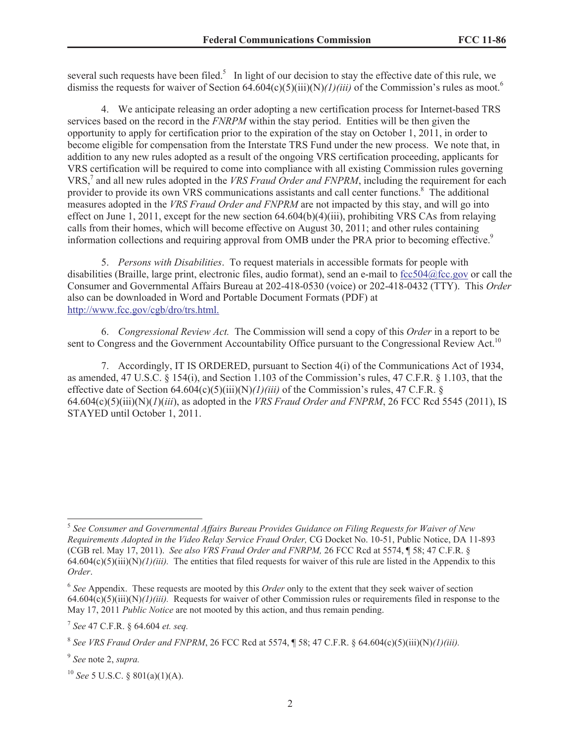several such requests have been filed.[5] In light of our decision to stay the effective date of this rule, we dismiss the requests for waiver of Section 64.604(c)(5)(iii)(N)*(1)(iii)* of the Commission's rules as moot.[6]

4. We anticipate releasing an order adopting a new certification process for Internet-based TRS services based on the record in the *FNRPM* within the stay period. Entities will be then given the opportunity to apply for certification prior to the expiration of the stay on October 1, 2011, in order to become eligible for compensation from the Interstate TRS Fund under the new process. We note that, in addition to any new rules adopted as a result of the ongoing VRS certification proceeding, applicants for VRS certification will be required to come into compliance with all existing Commission rules governing VRS,[7] and all new rules adopted in the *VRS Fraud Order and FNPRM*, including the requirement for each provider to provide its own VRS communications assistants and call center functions.[8] The additional measures adopted in the *VRS Fraud Order and FNPRM* are not impacted by this stay, and will go into effect on June 1, 2011, except for the new section 64.604(b)(4)(iii), prohibiting VRS CAs from relaying calls from their homes, which will become effective on August 30, 2011; and other rules containing information collections and requiring approval from OMB under the PRA prior to becoming effective.[9]

5. *Persons with Disabilities*. To request materials in accessible formats for people with disabilities (Braille, large print, electronic files, audio format), send an e-mail to fcc504@fcc.gov or call the Consumer and Governmental Affairs Bureau at 202-418-0530 (voice) or 202-418-0432 (TTY). This *Order* also can be downloaded in Word and Portable Document Formats (PDF) at http://www.fcc.gov/cgb/dro/trs.html.

6. *Congressional Review Act.* The Commission will send a copy of this *Order* in a report to be sent to Congress and the Government Accountability Office pursuant to the Congressional Review Act.[10]

7. Accordingly, IT IS ORDERED, pursuant to Section 4(i) of the Communications Act of 1934, as amended, 47 U.S.C. § 154(i), and Section 1.103 of the Commission's rules, 47 C.F.R. § 1.103, that the effective date of Section 64.604(c)(5)(iii)(N)*(1)(iii)* of the Commission's rules, 47 C.F.R. § 64.604(c)(5)(iii)(N)(*1*)(*iii*), as adopted in the *VRS Fraud Order and FNPRM*, 26 FCC Rcd 5545 (2011), IS STAYED until October 1, 2011.

---

[5] *See Consumer and Governmental Affairs Bureau Provides Guidance on Filing Requests for Waiver of New Requirements Adopted in the Video Relay Service Fraud Order,* CG Docket No. 10-51, Public Notice, DA 11-893 (CGB rel. May 17, 2011). *See also VRS Fraud Order and FNRPM,* 26 FCC Rcd at 5574, ¶ 58; 47 C.F.R. § 64.604(c)(5)(iii)(N)*(1)(iii).* The entities that filed requests for waiver of this rule are listed in the Appendix to this *Order*.

[6] *See* Appendix. These requests are mooted by this *Order* only to the extent that they seek waiver of section 64.604(c)(5)(iii)(N)*(1)(iii).* Requests for waiver of other Commission rules or requirements filed in response to the May 17, 2011 *Public Notice* are not mooted by this action, and thus remain pending.

[7] *See* 47 C.F.R. § 64.604 *et. seq.*

[8] *See VRS Fraud Order and FNPRM*, 26 FCC Rcd at 5574, ¶ 58; 47 C.F.R. § 64.604(c)(5)(iii)(N)*(1)(iii).*

[9] *See* note 2, *supra.*

[10] *See* 5 U.S.C. § 801(a)(1)(A).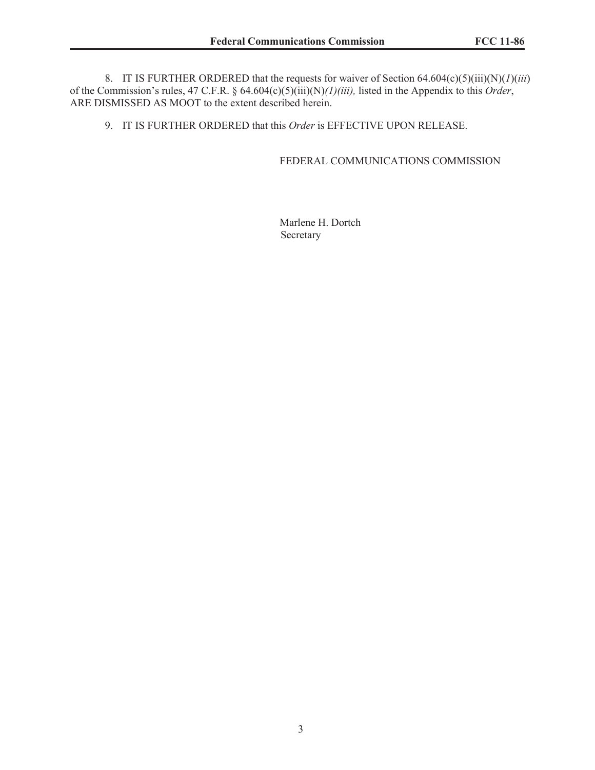8. IT IS FURTHER ORDERED that the requests for waiver of Section 64.604(c)(5)(iii)(N)(*1*)(*iii*) of the Commission's rules, 47 C.F.R. § 64.604(c)(5)(iii)(N)*(1)(iii),* listed in the Appendix to this *Order*, ARE DISMISSED AS MOOT to the extent described herein.

9. IT IS FURTHER ORDERED that this *Order* is EFFECTIVE UPON RELEASE.

FEDERAL COMMUNICATIONS COMMISSION

Marlene H. Dortch
Secretary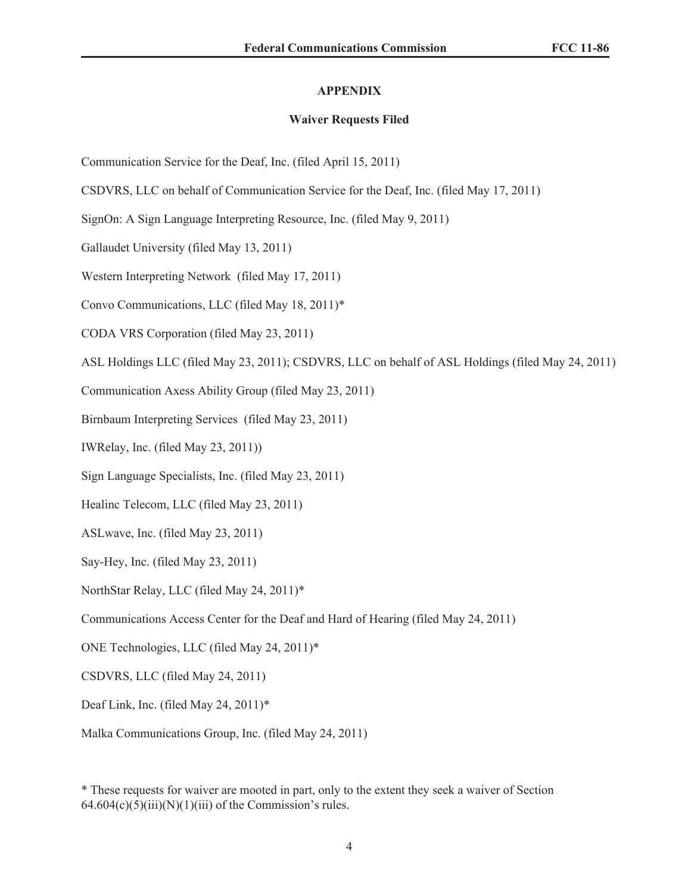## APPENDIX

### Waiver Requests Filed

Communication Service for the Deaf, Inc. (filed April 15, 2011)

CSDVRS, LLC on behalf of Communication Service for the Deaf, Inc. (filed May 17, 2011)

SignOn: A Sign Language Interpreting Resource, Inc. (filed May 9, 2011)

Gallaudet University (filed May 13, 2011)

Western Interpreting Network (filed May 17, 2011)

Convo Communications, LLC (filed May 18, 2011)*

CODA VRS Corporation (filed May 23, 2011)

ASL Holdings LLC (filed May 23, 2011); CSDVRS, LLC on behalf of ASL Holdings (filed May 24, 2011)

Communication Axess Ability Group (filed May 23, 2011)

Birnbaum Interpreting Services (filed May 23, 2011)

IWRelay, Inc. (filed May 23, 2011))

Sign Language Specialists, Inc. (filed May 23, 2011)

Healinc Telecom, LLC (filed May 23, 2011)

ASLwave, Inc. (filed May 23, 2011)

Say-Hey, Inc. (filed May 23, 2011)

NorthStar Relay, LLC (filed May 24, 2011)*

Communications Access Center for the Deaf and Hard of Hearing (filed May 24, 2011)

ONE Technologies, LLC (filed May 24, 2011)*

CSDVRS, LLC (filed May 24, 2011)

Deaf Link, Inc. (filed May 24, 2011)*

Malka Communications Group, Inc. (filed May 24, 2011)

* These requests for waiver are mooted in part, only to the extent they seek a waiver of Section 64.604(c)(5)(iii)(N)(1)(iii) of the Commission's rules.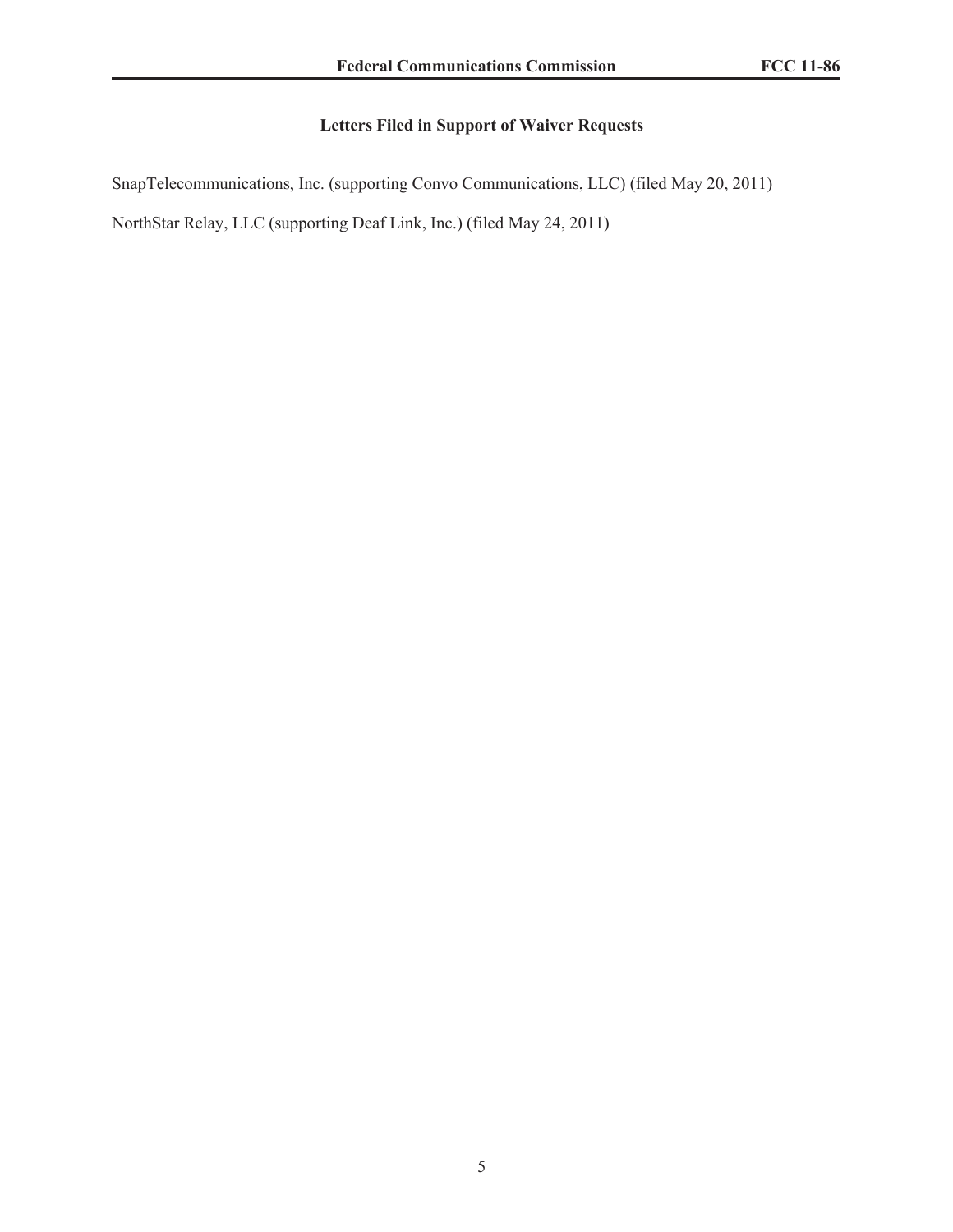## Letters Filed in Support of Waiver Requests

SnapTelecommunications, Inc. (supporting Convo Communications, LLC) (filed May 20, 2011)

NorthStar Relay, LLC (supporting Deaf Link, Inc.) (filed May 24, 2011)